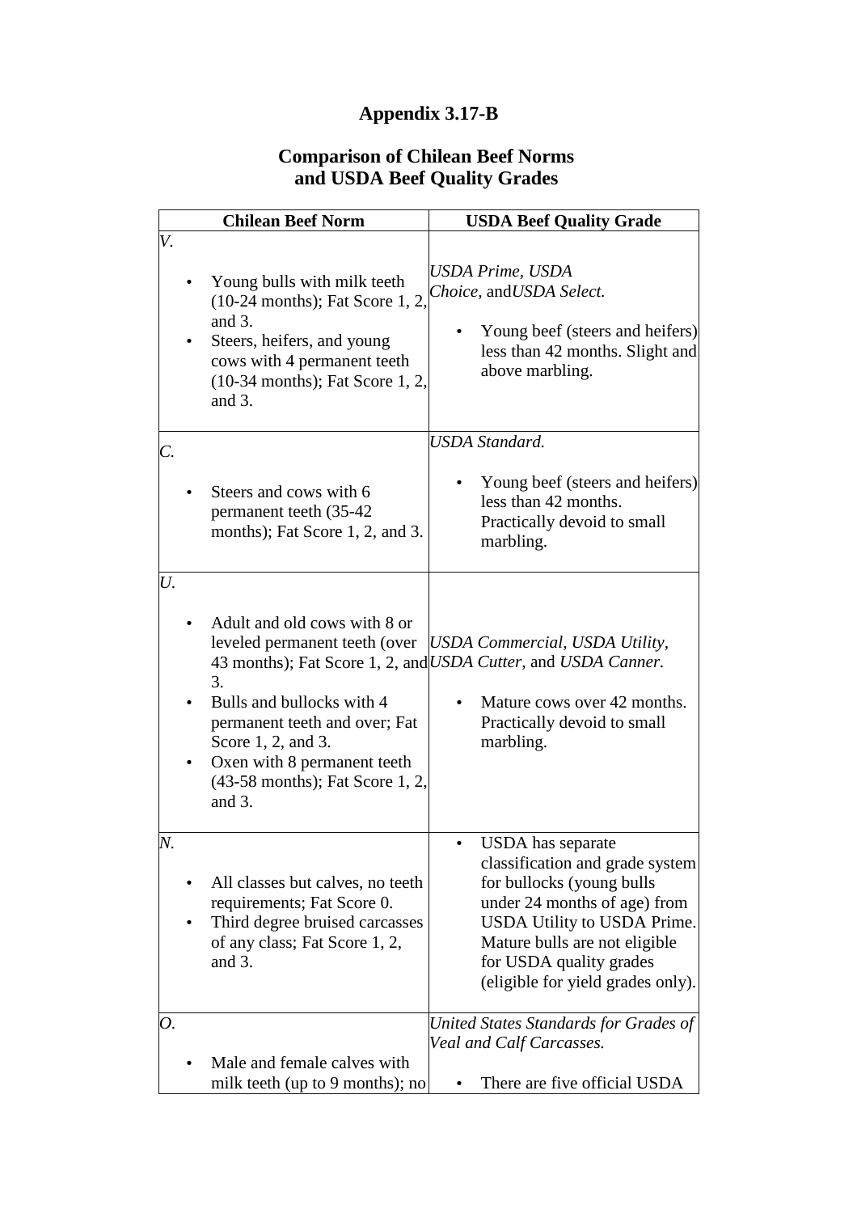# Appendix 3.17-B

## Comparison of Chilean Beef Norms and USDA Beef Quality Grades

| Chilean Beef Norm | USDA Beef Quality Grade |
|---|---|
| *V.*<br>• Young bulls with milk teeth (10-24 months); Fat Score 1, 2, and 3.<br>• Steers, heifers, and young cows with 4 permanent teeth (10-34 months); Fat Score 1, 2, and 3. | *USDA Prime*, *USDA Choice*, and*USDA Select.*<br>• Young beef (steers and heifers) less than 42 months. Slight and above marbling. |
| *C.*<br>• Steers and cows with 6 permanent teeth (35-42 months); Fat Score 1, 2, and 3. | *USDA Standard.*<br>• Young beef (steers and heifers) less than 42 months. Practically devoid to small marbling. |
| *U.*<br>• Adult and old cows with 8 or leveled permanent teeth (over 43 months); Fat Score 1, 2, and 3.<br>• Bulls and bullocks with 4 permanent teeth and over; Fat Score 1, 2, and 3.<br>• Oxen with 8 permanent teeth (43-58 months); Fat Score 1, 2, and 3. | *USDA Commercial*, *USDA Utility*, *USDA Cutter*, and *USDA Canner.*<br>• Mature cows over 42 months. Practically devoid to small marbling. |
| *N.*<br>• All classes but calves, no teeth requirements; Fat Score 0.<br>• Third degree bruised carcasses of any class; Fat Score 1, 2, and 3. | • USDA has separate classification and grade system for bullocks (young bulls under 24 months of age) from USDA Utility to USDA Prime. Mature bulls are not eligible for USDA quality grades (eligible for yield grades only). |
| *O.*<br>• Male and female calves with milk teeth (up to 9 months); no | *United States Standards for Grades of Veal and Calf Carcasses.*<br>• There are five official USDA |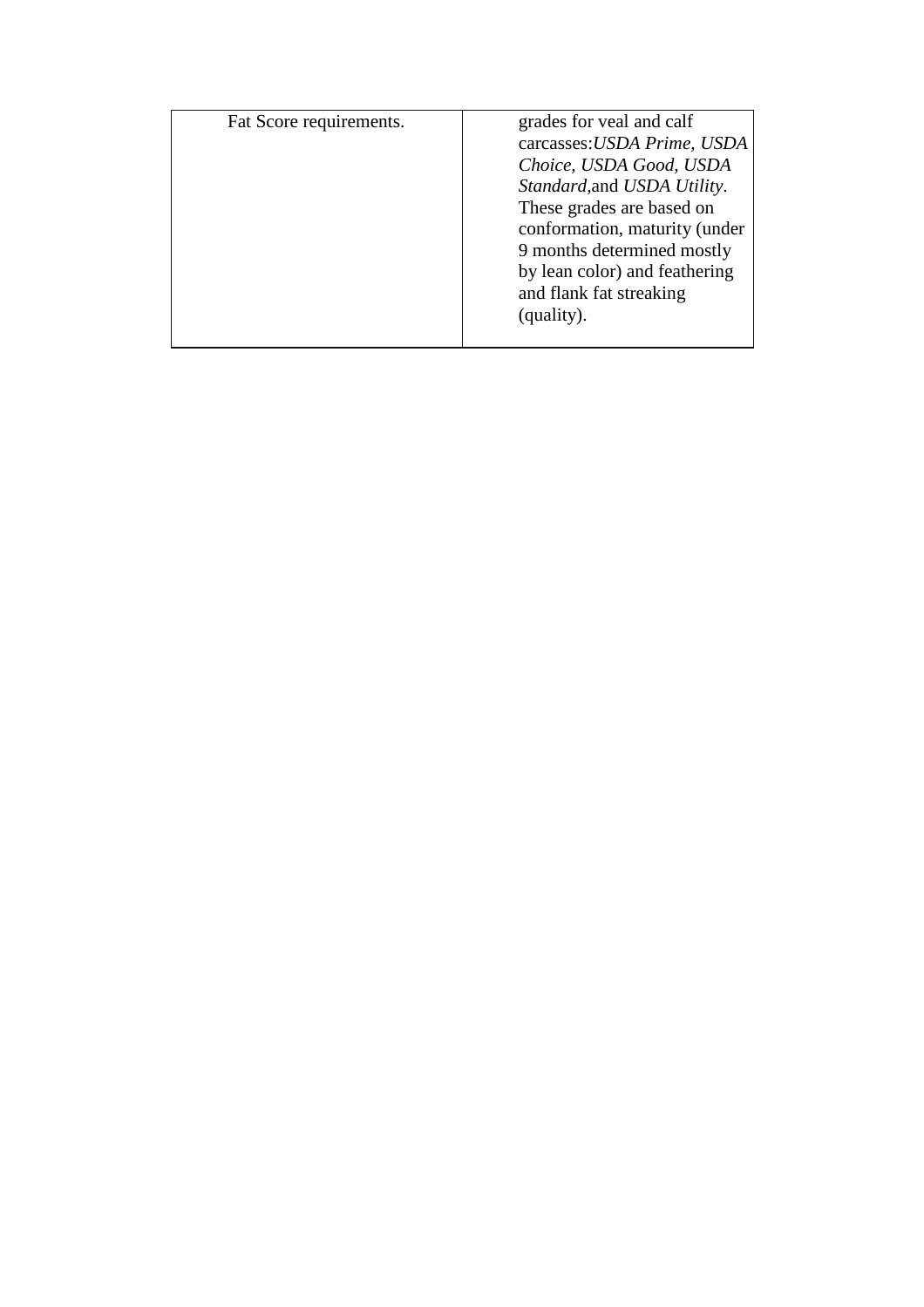| | |
|---|---|
| Fat Score requirements. | grades for veal and calf carcasses:*USDA Prime, USDA Choice, USDA Good, USDA Standard*,and *USDA Utility*. These grades are based on conformation, maturity (under 9 months determined mostly by lean color) and feathering and flank fat streaking (quality). |